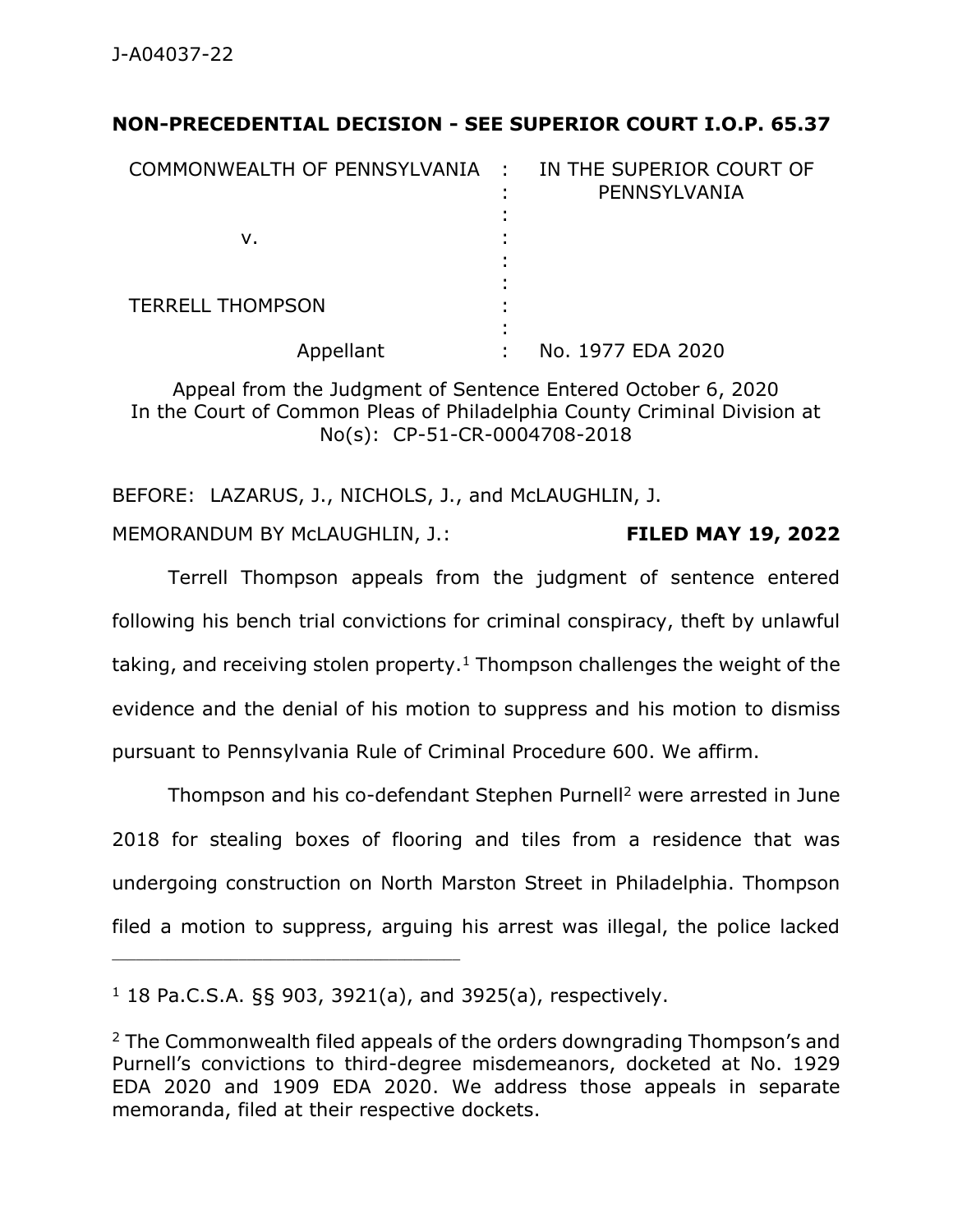J-A04037-22

**NON-PRECEDENTIAL DECISION - SEE SUPERIOR COURT I.O.P. 65.37**

| | | |
|---|---|---|
| COMMONWEALTH OF PENNSYLVANIA | : | IN THE SUPERIOR COURT OF PENNSYLVANIA |
| | : | |
| v. | : | |
| | : | |
| TERRELL THOMPSON | : | |
| | : | |
| Appellant | : | No. 1977 EDA 2020 |

Appeal from the Judgment of Sentence Entered October 6, 2020
In the Court of Common Pleas of Philadelphia County Criminal Division at No(s): CP-51-CR-0004708-2018

BEFORE: LAZARUS, J., NICHOLS, J., and McLAUGHLIN, J.

MEMORANDUM BY McLAUGHLIN, J.: **FILED MAY 19, 2022**

Terrell Thompson appeals from the judgment of sentence entered following his bench trial convictions for criminal conspiracy, theft by unlawful taking, and receiving stolen property.[1] Thompson challenges the weight of the evidence and the denial of his motion to suppress and his motion to dismiss pursuant to Pennsylvania Rule of Criminal Procedure 600. We affirm.

Thompson and his co-defendant Stephen Purnell[2] were arrested in June 2018 for stealing boxes of flooring and tiles from a residence that was undergoing construction on North Marston Street in Philadelphia. Thompson filed a motion to suppress, arguing his arrest was illegal, the police lacked

---

[1] 18 Pa.C.S.A. §§ 903, 3921(a), and 3925(a), respectively.

[2] The Commonwealth filed appeals of the orders downgrading Thompson's and Purnell's convictions to third-degree misdemeanors, docketed at No. 1929 EDA 2020 and 1909 EDA 2020. We address those appeals in separate memoranda, filed at their respective dockets.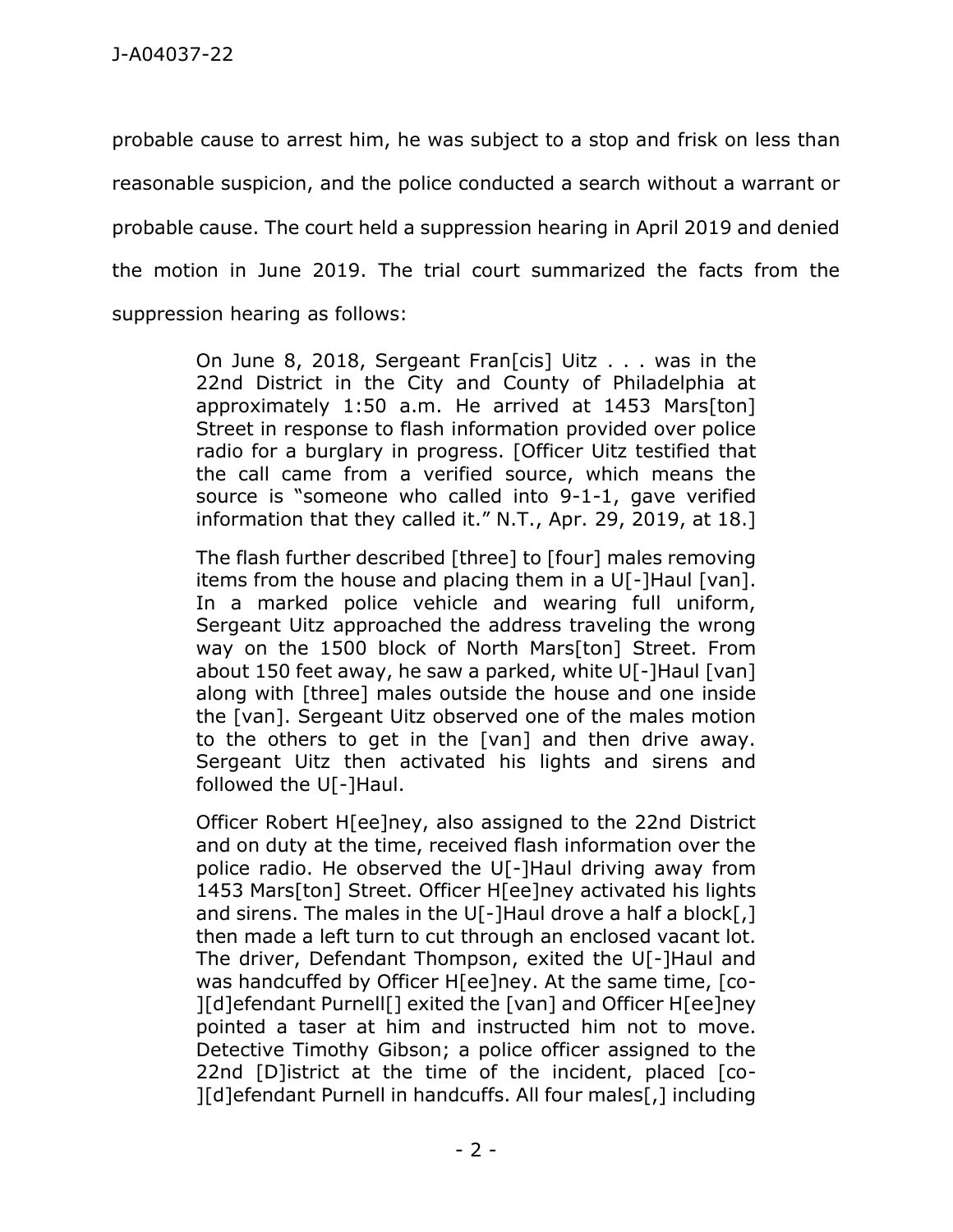probable cause to arrest him, he was subject to a stop and frisk on less than reasonable suspicion, and the police conducted a search without a warrant or probable cause. The court held a suppression hearing in April 2019 and denied the motion in June 2019. The trial court summarized the facts from the suppression hearing as follows:

> On June 8, 2018, Sergeant Fran[cis] Uitz . . . was in the 22nd District in the City and County of Philadelphia at approximately 1:50 a.m. He arrived at 1453 Mars[ton] Street in response to flash information provided over police radio for a burglary in progress. [Officer Uitz testified that the call came from a verified source, which means the source is "someone who called into 9-1-1, gave verified information that they called it." N.T., Apr. 29, 2019, at 18.]
>
> The flash further described [three] to [four] males removing items from the house and placing them in a U[-]Haul [van]. In a marked police vehicle and wearing full uniform, Sergeant Uitz approached the address traveling the wrong way on the 1500 block of North Mars[ton] Street. From about 150 feet away, he saw a parked, white U[-]Haul [van] along with [three] males outside the house and one inside the [van]. Sergeant Uitz observed one of the males motion to the others to get in the [van] and then drive away. Sergeant Uitz then activated his lights and sirens and followed the U[-]Haul.
>
> Officer Robert H[ee]ney, also assigned to the 22nd District and on duty at the time, received flash information over the police radio. He observed the U[-]Haul driving away from 1453 Mars[ton] Street. Officer H[ee]ney activated his lights and sirens. The males in the U[-]Haul drove a half a block[,] then made a left turn to cut through an enclosed vacant lot. The driver, Defendant Thompson, exited the U[-]Haul and was handcuffed by Officer H[ee]ney. At the same time, [co-][d]efendant Purnell[] exited the [van] and Officer H[ee]ney pointed a taser at him and instructed him not to move. Detective Timothy Gibson; a police officer assigned to the 22nd [D]istrict at the time of the incident, placed [co-][d]efendant Purnell in handcuffs. All four males[,] including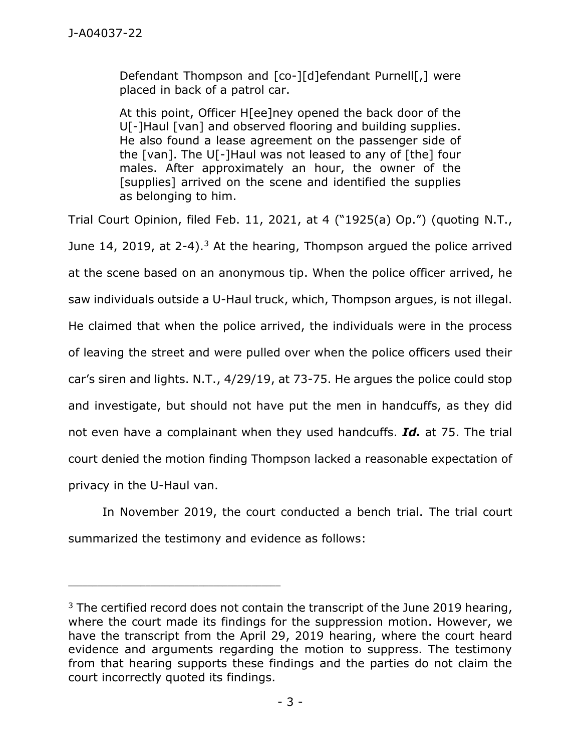> Defendant Thompson and [co-][d]efendant Purnell[,] were placed in back of a patrol car.
>
> At this point, Officer H[ee]ney opened the back door of the U[-]Haul [van] and observed flooring and building supplies. He also found a lease agreement on the passenger side of the [van]. The U[-]Haul was not leased to any of [the] four males. After approximately an hour, the owner of the [supplies] arrived on the scene and identified the supplies as belonging to him.

Trial Court Opinion, filed Feb. 11, 2021, at 4 ("1925(a) Op.") (quoting N.T., June 14, 2019, at 2-4).[3] At the hearing, Thompson argued the police arrived at the scene based on an anonymous tip. When the police officer arrived, he saw individuals outside a U-Haul truck, which, Thompson argues, is not illegal. He claimed that when the police arrived, the individuals were in the process of leaving the street and were pulled over when the police officers used their car's siren and lights. N.T., 4/29/19, at 73-75. He argues the police could stop and investigate, but should not have put the men in handcuffs, as they did not even have a complainant when they used handcuffs. ***Id.*** at 75. The trial court denied the motion finding Thompson lacked a reasonable expectation of privacy in the U-Haul van.

In November 2019, the court conducted a bench trial. The trial court summarized the testimony and evidence as follows:

---

[3] The certified record does not contain the transcript of the June 2019 hearing, where the court made its findings for the suppression motion. However, we have the transcript from the April 29, 2019 hearing, where the court heard evidence and arguments regarding the motion to suppress. The testimony from that hearing supports these findings and the parties do not claim the court incorrectly quoted its findings.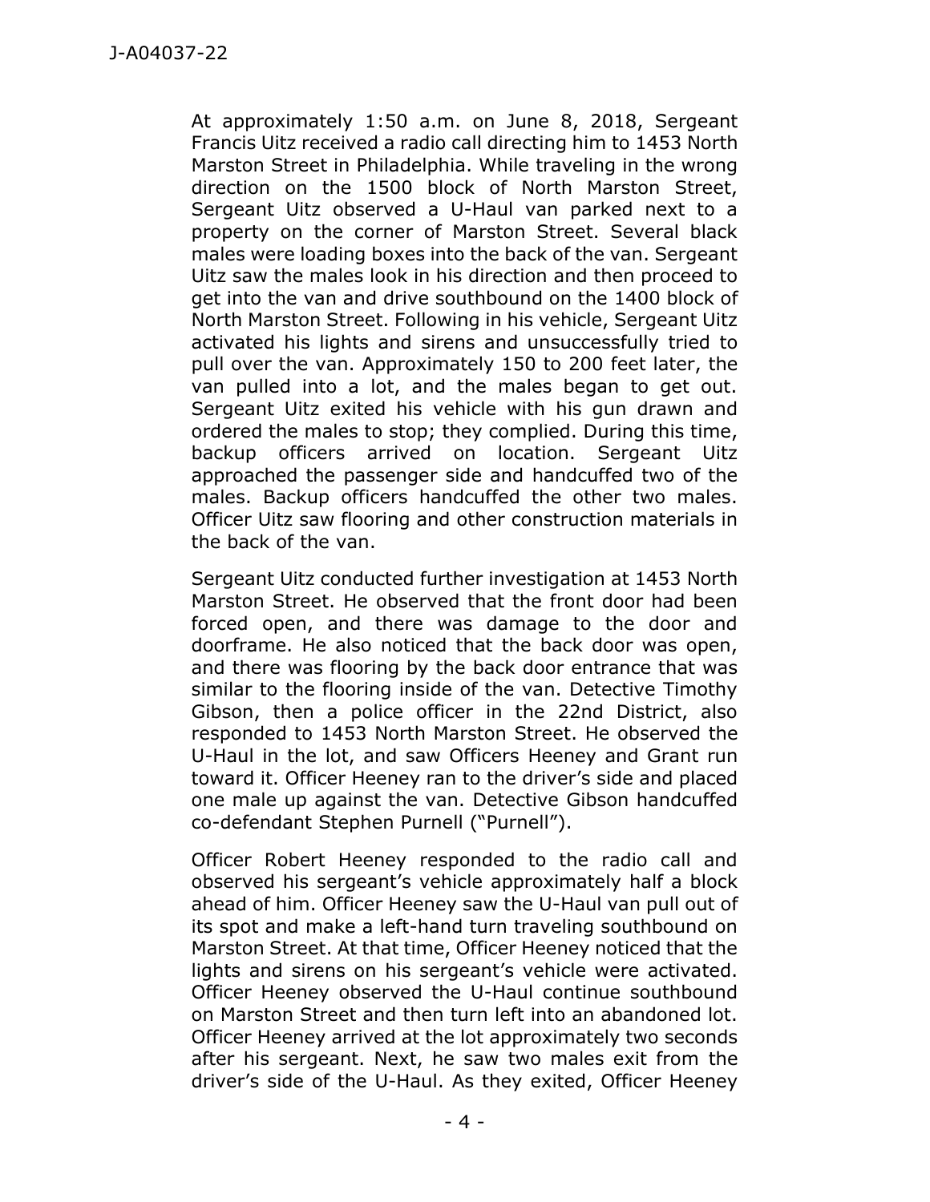At approximately 1:50 a.m. on June 8, 2018, Sergeant Francis Uitz received a radio call directing him to 1453 North Marston Street in Philadelphia. While traveling in the wrong direction on the 1500 block of North Marston Street, Sergeant Uitz observed a U-Haul van parked next to a property on the corner of Marston Street. Several black males were loading boxes into the back of the van. Sergeant Uitz saw the males look in his direction and then proceed to get into the van and drive southbound on the 1400 block of North Marston Street. Following in his vehicle, Sergeant Uitz activated his lights and sirens and unsuccessfully tried to pull over the van. Approximately 150 to 200 feet later, the van pulled into a lot, and the males began to get out. Sergeant Uitz exited his vehicle with his gun drawn and ordered the males to stop; they complied. During this time, backup officers arrived on location. Sergeant Uitz approached the passenger side and handcuffed two of the males. Backup officers handcuffed the other two males. Officer Uitz saw flooring and other construction materials in the back of the van.

Sergeant Uitz conducted further investigation at 1453 North Marston Street. He observed that the front door had been forced open, and there was damage to the door and doorframe. He also noticed that the back door was open, and there was flooring by the back door entrance that was similar to the flooring inside of the van. Detective Timothy Gibson, then a police officer in the 22nd District, also responded to 1453 North Marston Street. He observed the U-Haul in the lot, and saw Officers Heeney and Grant run toward it. Officer Heeney ran to the driver's side and placed one male up against the van. Detective Gibson handcuffed co-defendant Stephen Purnell ("Purnell").

Officer Robert Heeney responded to the radio call and observed his sergeant's vehicle approximately half a block ahead of him. Officer Heeney saw the U-Haul van pull out of its spot and make a left-hand turn traveling southbound on Marston Street. At that time, Officer Heeney noticed that the lights and sirens on his sergeant's vehicle were activated. Officer Heeney observed the U-Haul continue southbound on Marston Street and then turn left into an abandoned lot. Officer Heeney arrived at the lot approximately two seconds after his sergeant. Next, he saw two males exit from the driver's side of the U-Haul. As they exited, Officer Heeney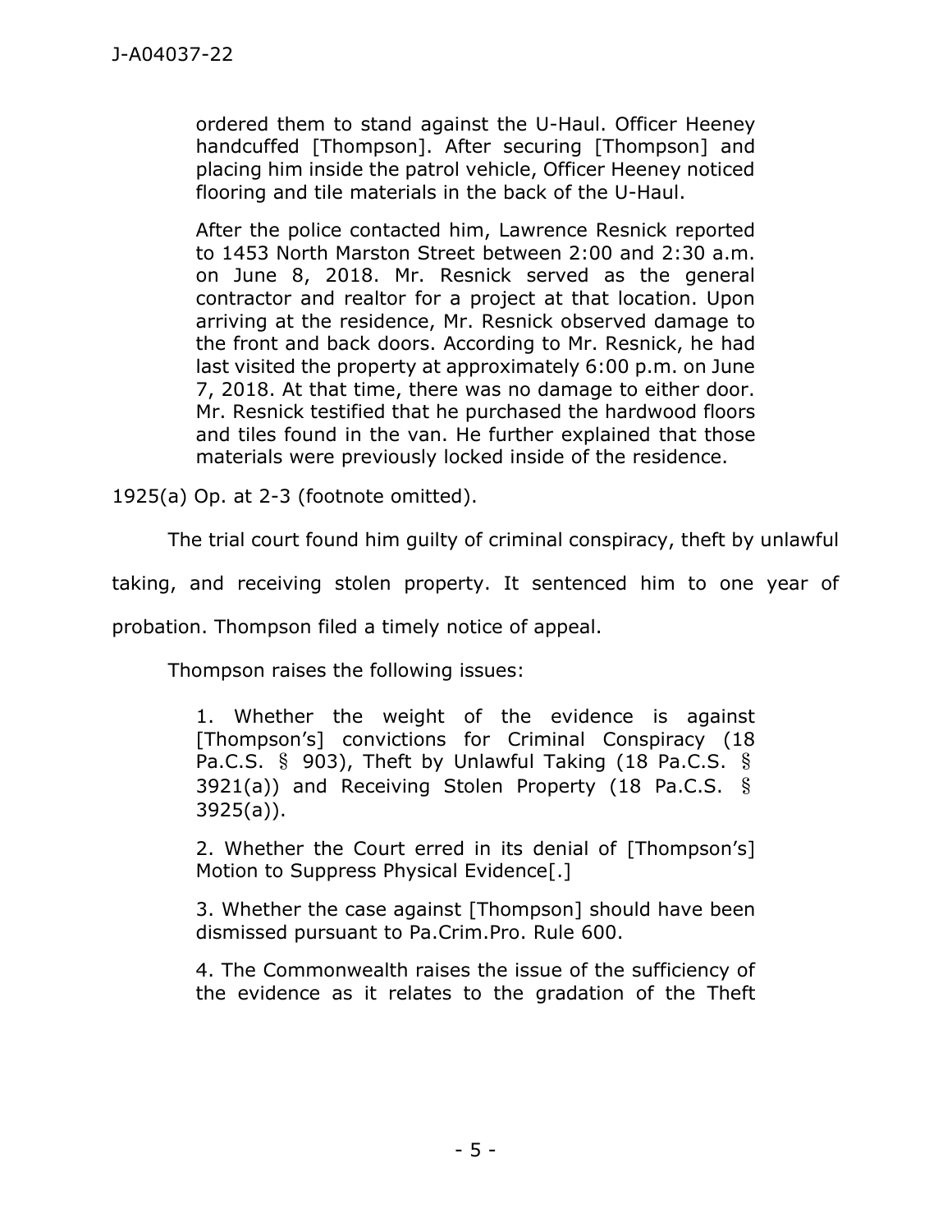> ordered them to stand against the U-Haul. Officer Heeney handcuffed [Thompson]. After securing [Thompson] and placing him inside the patrol vehicle, Officer Heeney noticed flooring and tile materials in the back of the U-Haul.
>
> After the police contacted him, Lawrence Resnick reported to 1453 North Marston Street between 2:00 and 2:30 a.m. on June 8, 2018. Mr. Resnick served as the general contractor and realtor for a project at that location. Upon arriving at the residence, Mr. Resnick observed damage to the front and back doors. According to Mr. Resnick, he had last visited the property at approximately 6:00 p.m. on June 7, 2018. At that time, there was no damage to either door. Mr. Resnick testified that he purchased the hardwood floors and tiles found in the van. He further explained that those materials were previously locked inside of the residence.

1925(a) Op. at 2-3 (footnote omitted).

The trial court found him guilty of criminal conspiracy, theft by unlawful taking, and receiving stolen property. It sentenced him to one year of probation. Thompson filed a timely notice of appeal.

Thompson raises the following issues:

> 1. Whether the weight of the evidence is against [Thompson's] convictions for Criminal Conspiracy (18 Pa.C.S. § 903), Theft by Unlawful Taking (18 Pa.C.S. § 3921(a)) and Receiving Stolen Property (18 Pa.C.S. § 3925(a)).
>
> 2. Whether the Court erred in its denial of [Thompson's] Motion to Suppress Physical Evidence[.]
>
> 3. Whether the case against [Thompson] should have been dismissed pursuant to Pa.Crim.Pro. Rule 600.
>
> 4. The Commonwealth raises the issue of the sufficiency of the evidence as it relates to the gradation of the Theft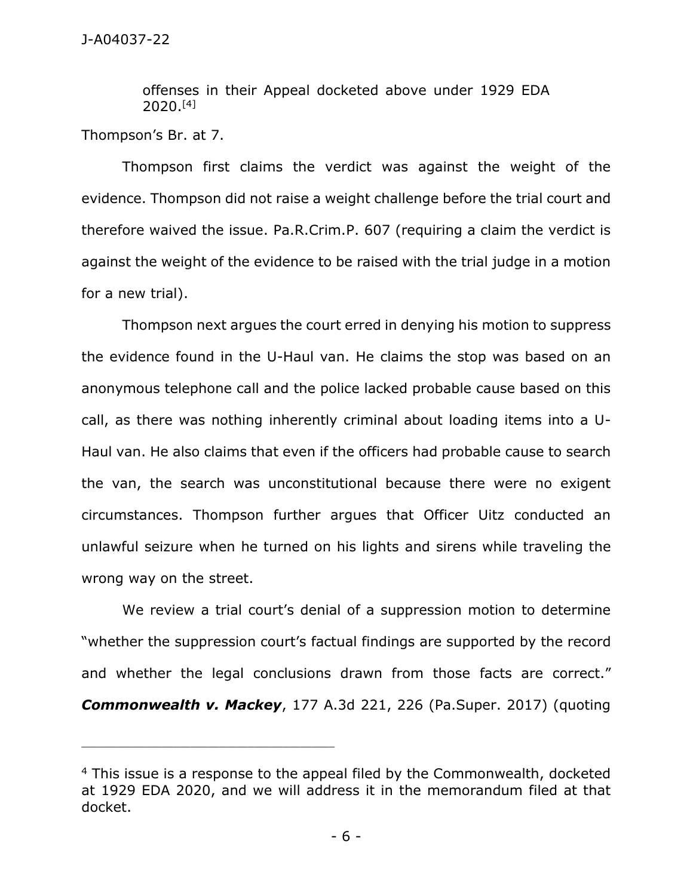offenses in their Appeal docketed above under 1929 EDA 2020.[4]

Thompson's Br. at 7.

Thompson first claims the verdict was against the weight of the evidence. Thompson did not raise a weight challenge before the trial court and therefore waived the issue. Pa.R.Crim.P. 607 (requiring a claim the verdict is against the weight of the evidence to be raised with the trial judge in a motion for a new trial).

Thompson next argues the court erred in denying his motion to suppress the evidence found in the U-Haul van. He claims the stop was based on an anonymous telephone call and the police lacked probable cause based on this call, as there was nothing inherently criminal about loading items into a U-Haul van. He also claims that even if the officers had probable cause to search the van, the search was unconstitutional because there were no exigent circumstances. Thompson further argues that Officer Uitz conducted an unlawful seizure when he turned on his lights and sirens while traveling the wrong way on the street.

We review a trial court's denial of a suppression motion to determine "whether the suppression court's factual findings are supported by the record and whether the legal conclusions drawn from those facts are correct." ***Commonwealth v. Mackey***, 177 A.3d 221, 226 (Pa.Super. 2017) (quoting

---

[4] This issue is a response to the appeal filed by the Commonwealth, docketed at 1929 EDA 2020, and we will address it in the memorandum filed at that docket.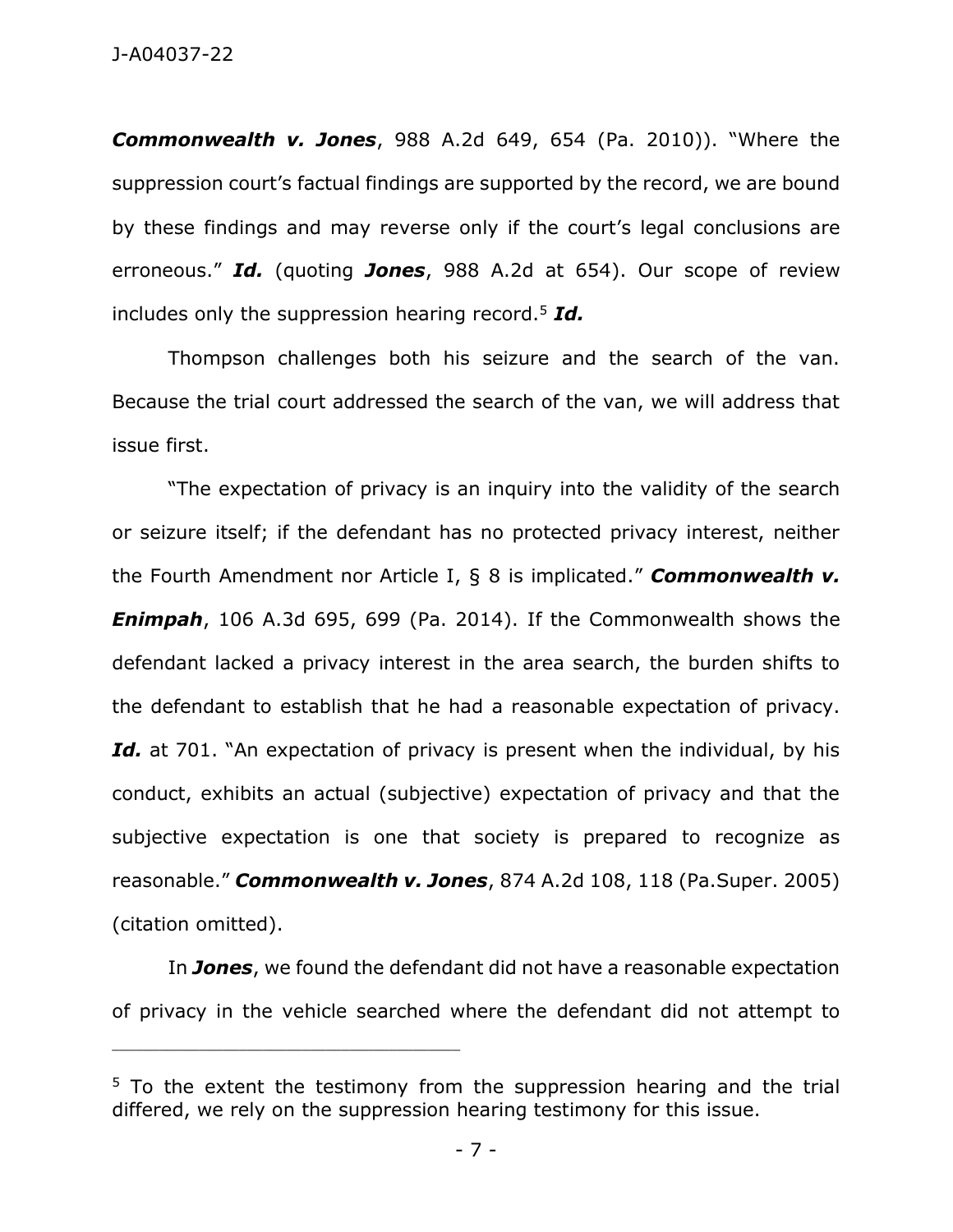***Commonwealth v. Jones***, 988 A.2d 649, 654 (Pa. 2010)). "Where the suppression court's factual findings are supported by the record, we are bound by these findings and may reverse only if the court's legal conclusions are erroneous." ***Id.*** (quoting ***Jones***, 988 A.2d at 654). Our scope of review includes only the suppression hearing record.[5] ***Id.***

Thompson challenges both his seizure and the search of the van. Because the trial court addressed the search of the van, we will address that issue first.

"The expectation of privacy is an inquiry into the validity of the search or seizure itself; if the defendant has no protected privacy interest, neither the Fourth Amendment nor Article I, § 8 is implicated." ***Commonwealth v. Enimpah***, 106 A.3d 695, 699 (Pa. 2014). If the Commonwealth shows the defendant lacked a privacy interest in the area search, the burden shifts to the defendant to establish that he had a reasonable expectation of privacy. ***Id.*** at 701. "An expectation of privacy is present when the individual, by his conduct, exhibits an actual (subjective) expectation of privacy and that the subjective expectation is one that society is prepared to recognize as reasonable." ***Commonwealth v. Jones***, 874 A.2d 108, 118 (Pa.Super. 2005) (citation omitted).

In ***Jones***, we found the defendant did not have a reasonable expectation of privacy in the vehicle searched where the defendant did not attempt to

---

[5] To the extent the testimony from the suppression hearing and the trial differed, we rely on the suppression hearing testimony for this issue.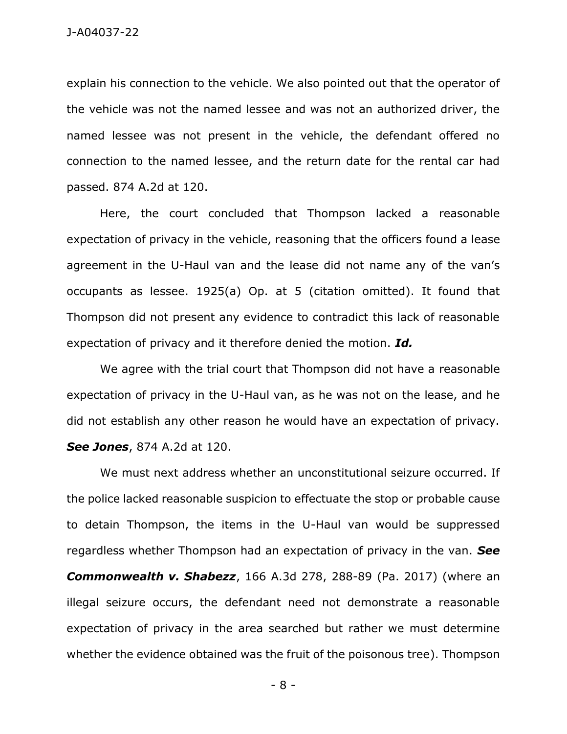explain his connection to the vehicle. We also pointed out that the operator of the vehicle was not the named lessee and was not an authorized driver, the named lessee was not present in the vehicle, the defendant offered no connection to the named lessee, and the return date for the rental car had passed. 874 A.2d at 120.

Here, the court concluded that Thompson lacked a reasonable expectation of privacy in the vehicle, reasoning that the officers found a lease agreement in the U-Haul van and the lease did not name any of the van's occupants as lessee. 1925(a) Op. at 5 (citation omitted). It found that Thompson did not present any evidence to contradict this lack of reasonable expectation of privacy and it therefore denied the motion. ***Id.***

We agree with the trial court that Thompson did not have a reasonable expectation of privacy in the U-Haul van, as he was not on the lease, and he did not establish any other reason he would have an expectation of privacy. ***See Jones***, 874 A.2d at 120.

We must next address whether an unconstitutional seizure occurred. If the police lacked reasonable suspicion to effectuate the stop or probable cause to detain Thompson, the items in the U-Haul van would be suppressed regardless whether Thompson had an expectation of privacy in the van. ***See Commonwealth v. Shabezz***, 166 A.3d 278, 288-89 (Pa. 2017) (where an illegal seizure occurs, the defendant need not demonstrate a reasonable expectation of privacy in the area searched but rather we must determine whether the evidence obtained was the fruit of the poisonous tree). Thompson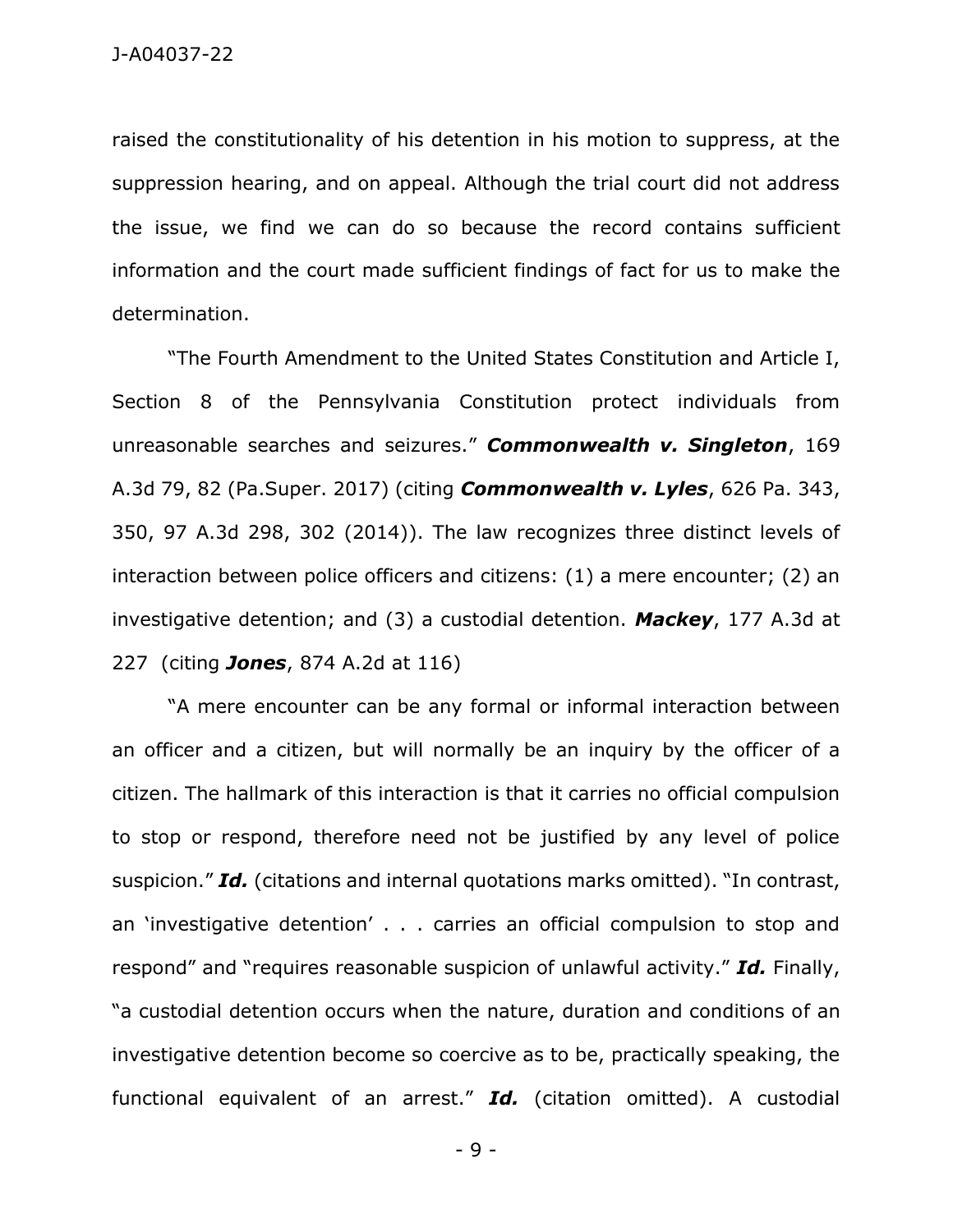raised the constitutionality of his detention in his motion to suppress, at the suppression hearing, and on appeal. Although the trial court did not address the issue, we find we can do so because the record contains sufficient information and the court made sufficient findings of fact for us to make the determination.

"The Fourth Amendment to the United States Constitution and Article I, Section 8 of the Pennsylvania Constitution protect individuals from unreasonable searches and seizures." ***Commonwealth v. Singleton***, 169 A.3d 79, 82 (Pa.Super. 2017) (citing ***Commonwealth v. Lyles***, 626 Pa. 343, 350, 97 A.3d 298, 302 (2014)). The law recognizes three distinct levels of interaction between police officers and citizens: (1) a mere encounter; (2) an investigative detention; and (3) a custodial detention. ***Mackey***, 177 A.3d at 227 (citing ***Jones***, 874 A.2d at 116)

"A mere encounter can be any formal or informal interaction between an officer and a citizen, but will normally be an inquiry by the officer of a citizen. The hallmark of this interaction is that it carries no official compulsion to stop or respond, therefore need not be justified by any level of police suspicion." ***Id.*** (citations and internal quotations marks omitted). "In contrast, an 'investigative detention' . . . carries an official compulsion to stop and respond" and "requires reasonable suspicion of unlawful activity." ***Id.*** Finally, "a custodial detention occurs when the nature, duration and conditions of an investigative detention become so coercive as to be, practically speaking, the functional equivalent of an arrest." ***Id.*** (citation omitted). A custodial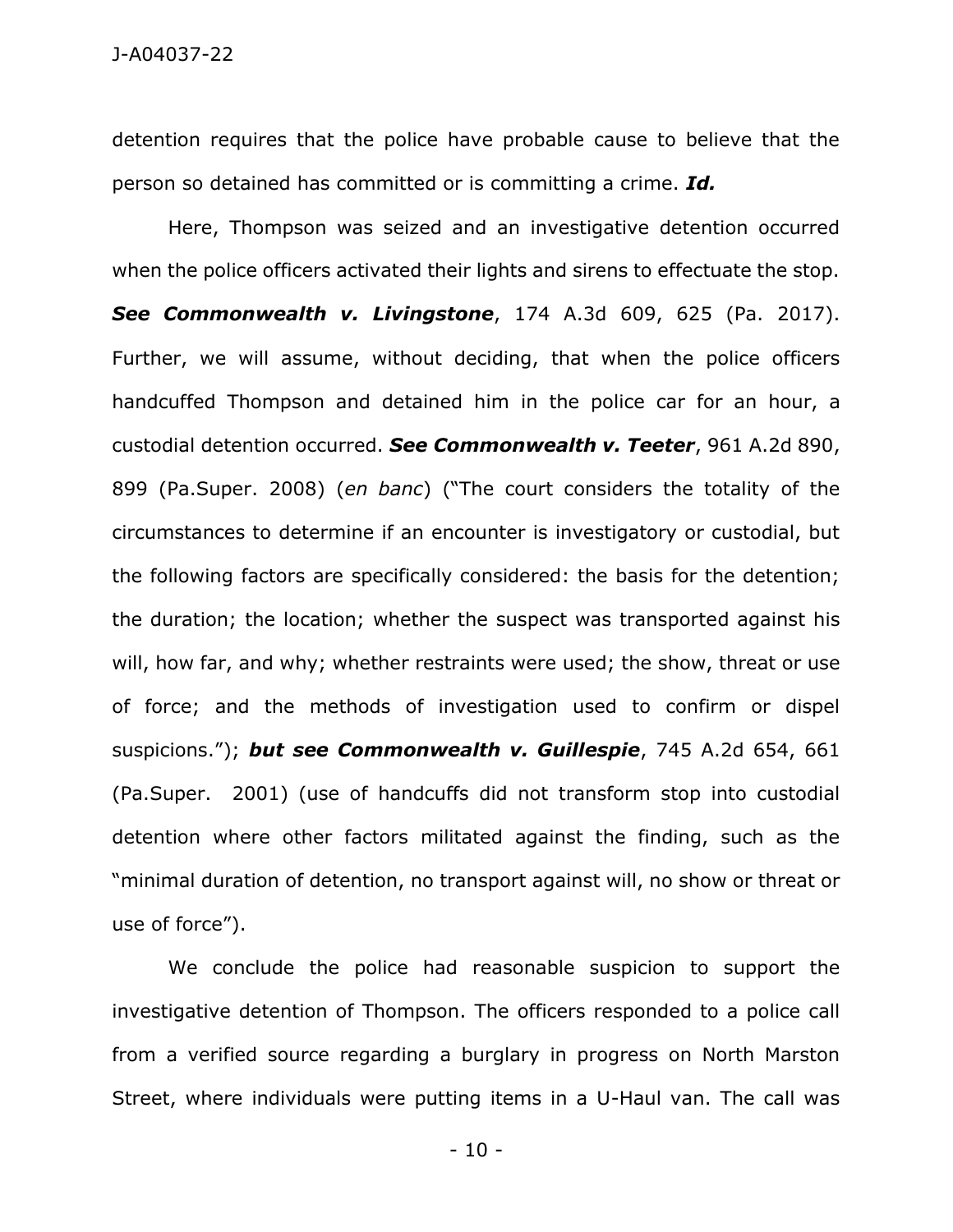detention requires that the police have probable cause to believe that the person so detained has committed or is committing a crime. ***Id.***

Here, Thompson was seized and an investigative detention occurred when the police officers activated their lights and sirens to effectuate the stop. ***See Commonwealth v. Livingstone***, 174 A.3d 609, 625 (Pa. 2017). Further, we will assume, without deciding, that when the police officers handcuffed Thompson and detained him in the police car for an hour, a custodial detention occurred. ***See Commonwealth v. Teeter***, 961 A.2d 890, 899 (Pa.Super. 2008) (*en banc*) ("The court considers the totality of the circumstances to determine if an encounter is investigatory or custodial, but the following factors are specifically considered: the basis for the detention; the duration; the location; whether the suspect was transported against his will, how far, and why; whether restraints were used; the show, threat or use of force; and the methods of investigation used to confirm or dispel suspicions."); ***but see Commonwealth v. Guillespie***, 745 A.2d 654, 661 (Pa.Super. 2001) (use of handcuffs did not transform stop into custodial detention where other factors militated against the finding, such as the "minimal duration of detention, no transport against will, no show or threat or use of force").

We conclude the police had reasonable suspicion to support the investigative detention of Thompson. The officers responded to a police call from a verified source regarding a burglary in progress on North Marston Street, where individuals were putting items in a U-Haul van. The call was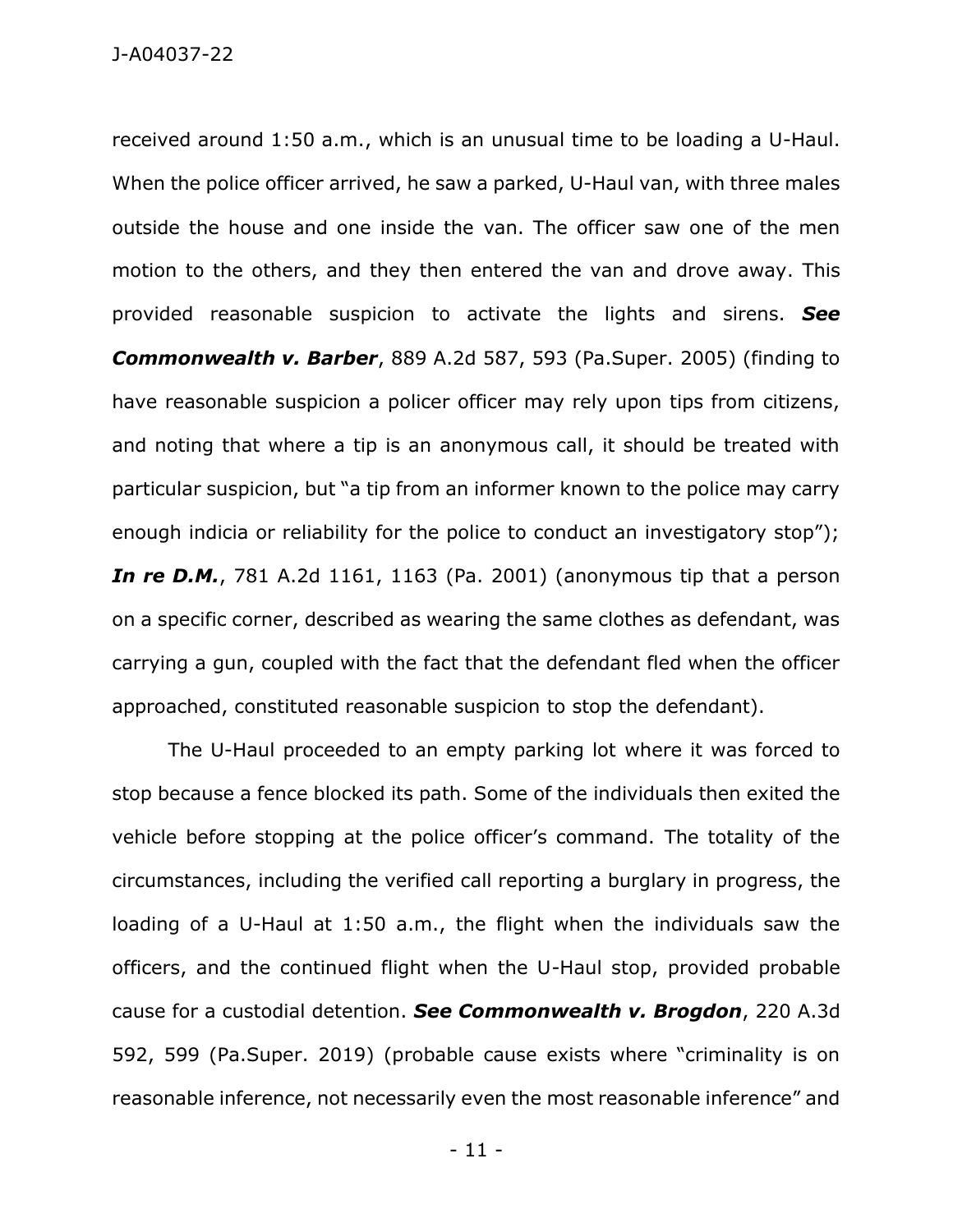received around 1:50 a.m., which is an unusual time to be loading a U-Haul. When the police officer arrived, he saw a parked, U-Haul van, with three males outside the house and one inside the van. The officer saw one of the men motion to the others, and they then entered the van and drove away. This provided reasonable suspicion to activate the lights and sirens. ***See Commonwealth v. Barber***, 889 A.2d 587, 593 (Pa.Super. 2005) (finding to have reasonable suspicion a policer officer may rely upon tips from citizens, and noting that where a tip is an anonymous call, it should be treated with particular suspicion, but "a tip from an informer known to the police may carry enough indicia or reliability for the police to conduct an investigatory stop"); ***In re D.M.***, 781 A.2d 1161, 1163 (Pa. 2001) (anonymous tip that a person on a specific corner, described as wearing the same clothes as defendant, was carrying a gun, coupled with the fact that the defendant fled when the officer approached, constituted reasonable suspicion to stop the defendant).

The U-Haul proceeded to an empty parking lot where it was forced to stop because a fence blocked its path. Some of the individuals then exited the vehicle before stopping at the police officer's command. The totality of the circumstances, including the verified call reporting a burglary in progress, the loading of a U-Haul at 1:50 a.m., the flight when the individuals saw the officers, and the continued flight when the U-Haul stop, provided probable cause for a custodial detention. ***See Commonwealth v. Brogdon***, 220 A.3d 592, 599 (Pa.Super. 2019) (probable cause exists where "criminality is on reasonable inference, not necessarily even the most reasonable inference" and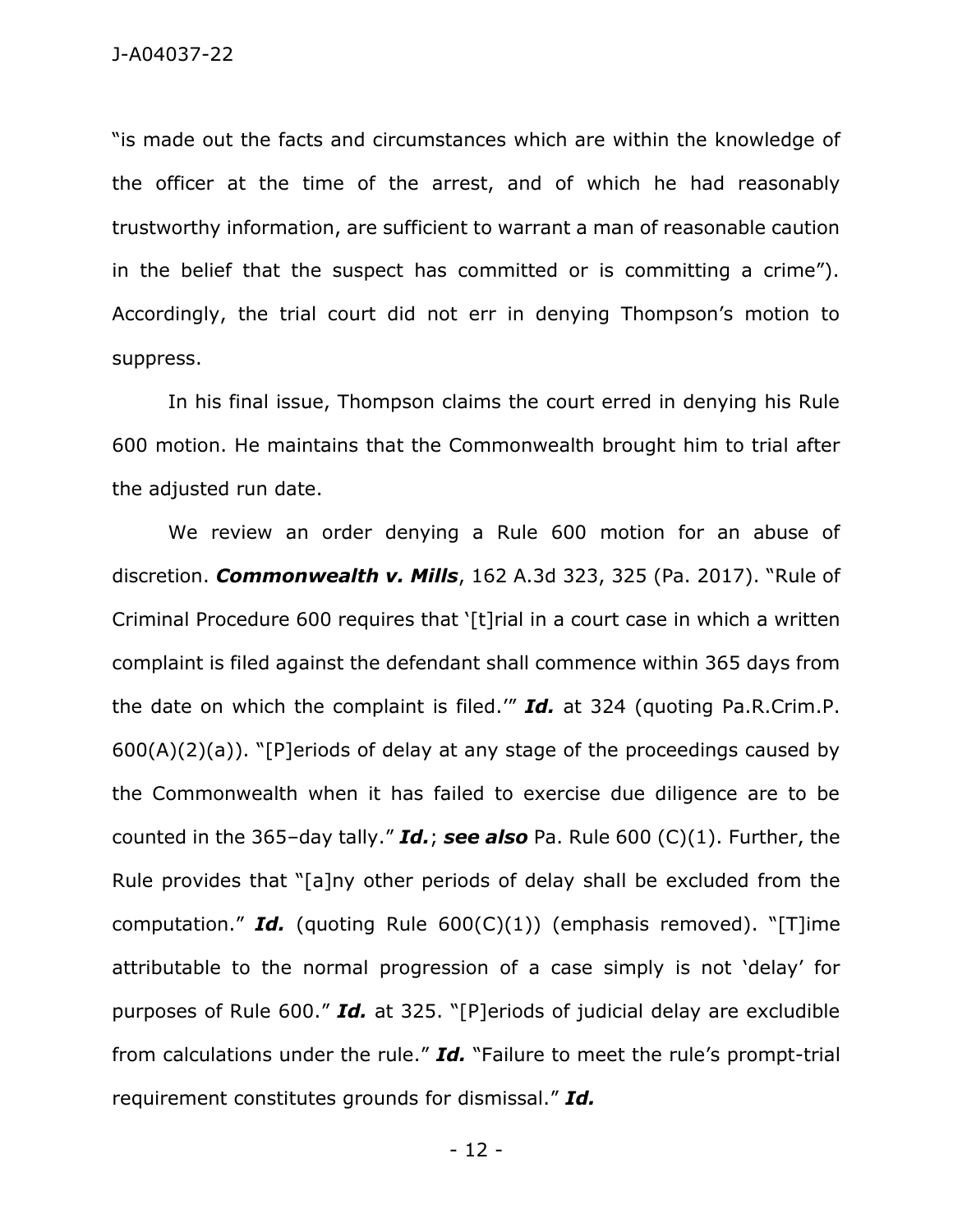"is made out the facts and circumstances which are within the knowledge of the officer at the time of the arrest, and of which he had reasonably trustworthy information, are sufficient to warrant a man of reasonable caution in the belief that the suspect has committed or is committing a crime"). Accordingly, the trial court did not err in denying Thompson's motion to suppress.

In his final issue, Thompson claims the court erred in denying his Rule 600 motion. He maintains that the Commonwealth brought him to trial after the adjusted run date.

We review an order denying a Rule 600 motion for an abuse of discretion. ***Commonwealth v. Mills***, 162 A.3d 323, 325 (Pa. 2017). "Rule of Criminal Procedure 600 requires that '[t]rial in a court case in which a written complaint is filed against the defendant shall commence within 365 days from the date on which the complaint is filed.'" ***Id.*** at 324 (quoting Pa.R.Crim.P. 600(A)(2)(a)). "[P]eriods of delay at any stage of the proceedings caused by the Commonwealth when it has failed to exercise due diligence are to be counted in the 365–day tally." ***Id.***; ***see also*** Pa. Rule 600 (C)(1). Further, the Rule provides that "[a]ny other periods of delay shall be excluded from the computation." ***Id.*** (quoting Rule 600(C)(1)) (emphasis removed). "[T]ime attributable to the normal progression of a case simply is not 'delay' for purposes of Rule 600." ***Id.*** at 325. "[P]eriods of judicial delay are excludible from calculations under the rule." ***Id.*** "Failure to meet the rule's prompt-trial requirement constitutes grounds for dismissal." ***Id.***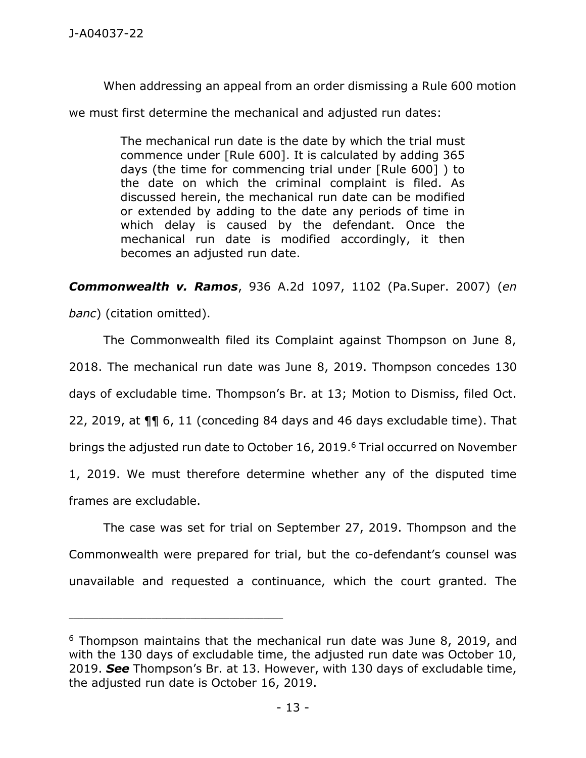When addressing an appeal from an order dismissing a Rule 600 motion we must first determine the mechanical and adjusted run dates:

> The mechanical run date is the date by which the trial must commence under [Rule 600]. It is calculated by adding 365 days (the time for commencing trial under [Rule 600] ) to the date on which the criminal complaint is filed. As discussed herein, the mechanical run date can be modified or extended by adding to the date any periods of time in which delay is caused by the defendant. Once the mechanical run date is modified accordingly, it then becomes an adjusted run date.

***Commonwealth v. Ramos***, 936 A.2d 1097, 1102 (Pa.Super. 2007) (*en banc*) (citation omitted).

The Commonwealth filed its Complaint against Thompson on June 8, 2018. The mechanical run date was June 8, 2019. Thompson concedes 130 days of excludable time. Thompson's Br. at 13; Motion to Dismiss, filed Oct. 22, 2019, at ¶¶ 6, 11 (conceding 84 days and 46 days excludable time). That brings the adjusted run date to October 16, 2019.[6] Trial occurred on November 1, 2019. We must therefore determine whether any of the disputed time frames are excludable.

The case was set for trial on September 27, 2019. Thompson and the Commonwealth were prepared for trial, but the co-defendant's counsel was unavailable and requested a continuance, which the court granted. The

---

[6] Thompson maintains that the mechanical run date was June 8, 2019, and with the 130 days of excludable time, the adjusted run date was October 10, 2019. ***See*** Thompson's Br. at 13. However, with 130 days of excludable time, the adjusted run date is October 16, 2019.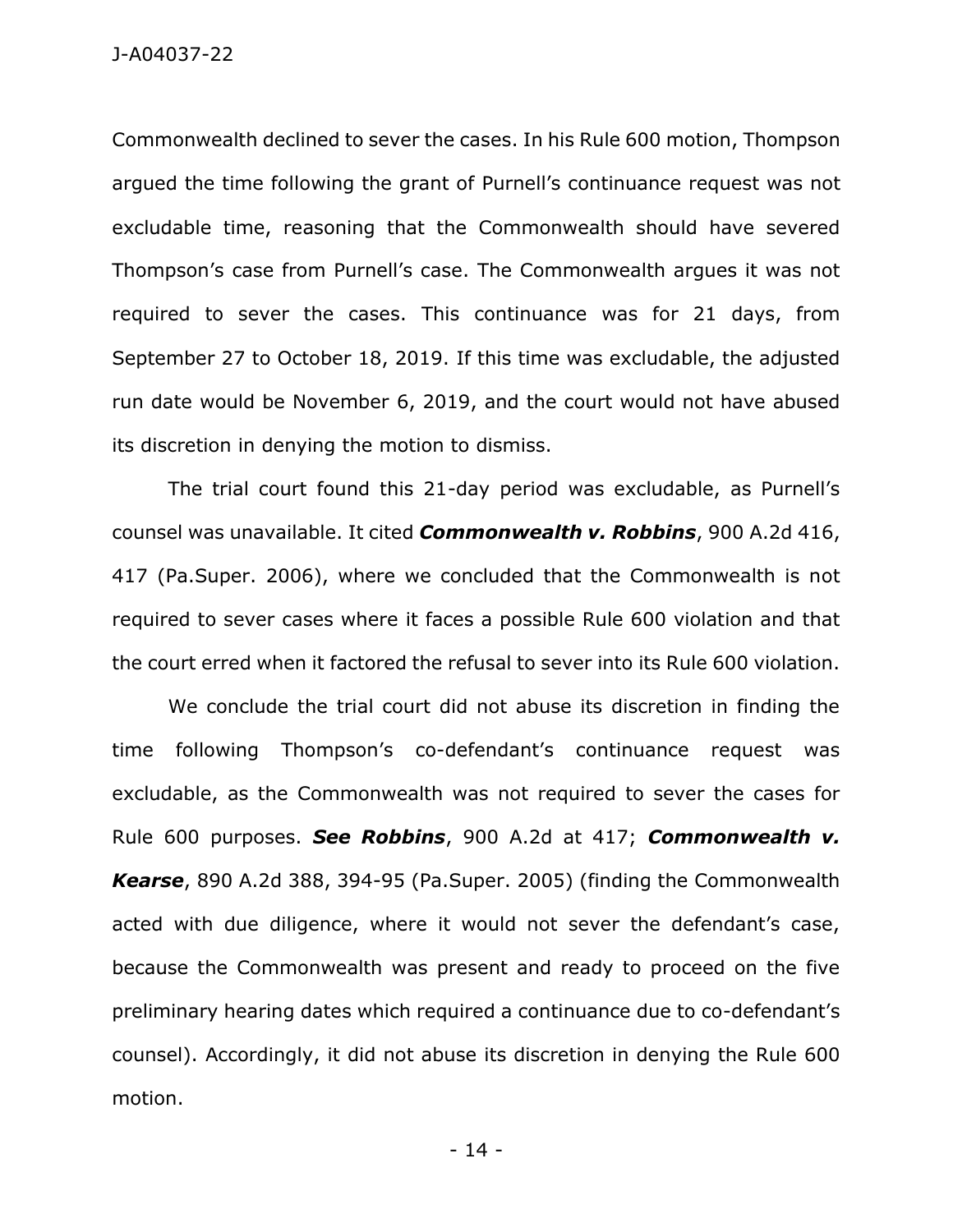Commonwealth declined to sever the cases. In his Rule 600 motion, Thompson argued the time following the grant of Purnell's continuance request was not excludable time, reasoning that the Commonwealth should have severed Thompson's case from Purnell's case. The Commonwealth argues it was not required to sever the cases. This continuance was for 21 days, from September 27 to October 18, 2019. If this time was excludable, the adjusted run date would be November 6, 2019, and the court would not have abused its discretion in denying the motion to dismiss.

The trial court found this 21-day period was excludable, as Purnell's counsel was unavailable. It cited ***Commonwealth v. Robbins***, 900 A.2d 416, 417 (Pa.Super. 2006), where we concluded that the Commonwealth is not required to sever cases where it faces a possible Rule 600 violation and that the court erred when it factored the refusal to sever into its Rule 600 violation.

We conclude the trial court did not abuse its discretion in finding the time following Thompson's co-defendant's continuance request was excludable, as the Commonwealth was not required to sever the cases for Rule 600 purposes. ***See Robbins***, 900 A.2d at 417; ***Commonwealth v. Kearse***, 890 A.2d 388, 394-95 (Pa.Super. 2005) (finding the Commonwealth acted with due diligence, where it would not sever the defendant's case, because the Commonwealth was present and ready to proceed on the five preliminary hearing dates which required a continuance due to co-defendant's counsel). Accordingly, it did not abuse its discretion in denying the Rule 600 motion.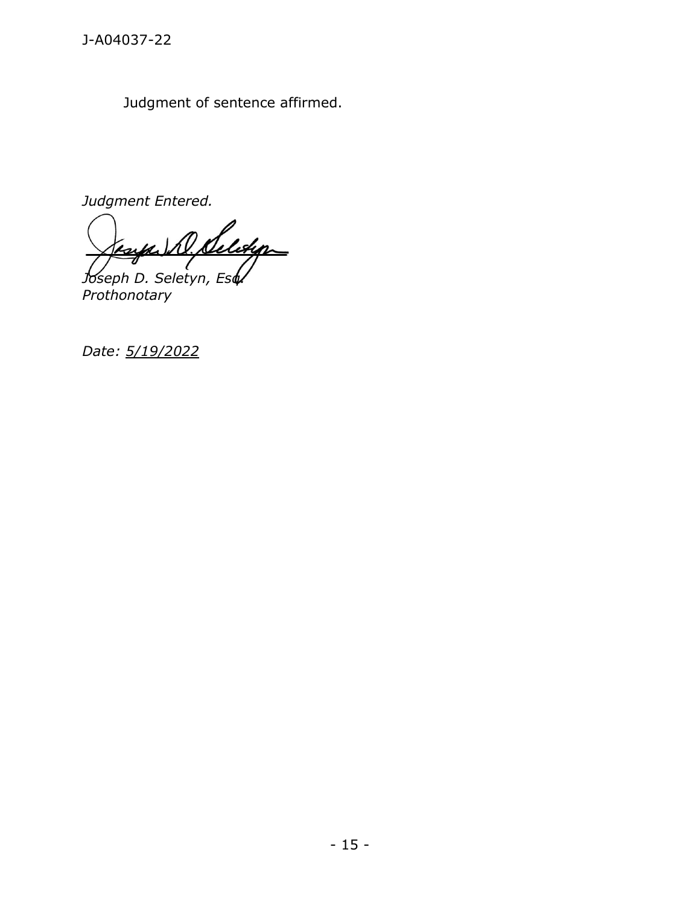Judgment of sentence affirmed.

*Judgment Entered.*

*Joseph D. Seletyn, Esq.*
*Prothonotary*

*Date: 5/19/2022*